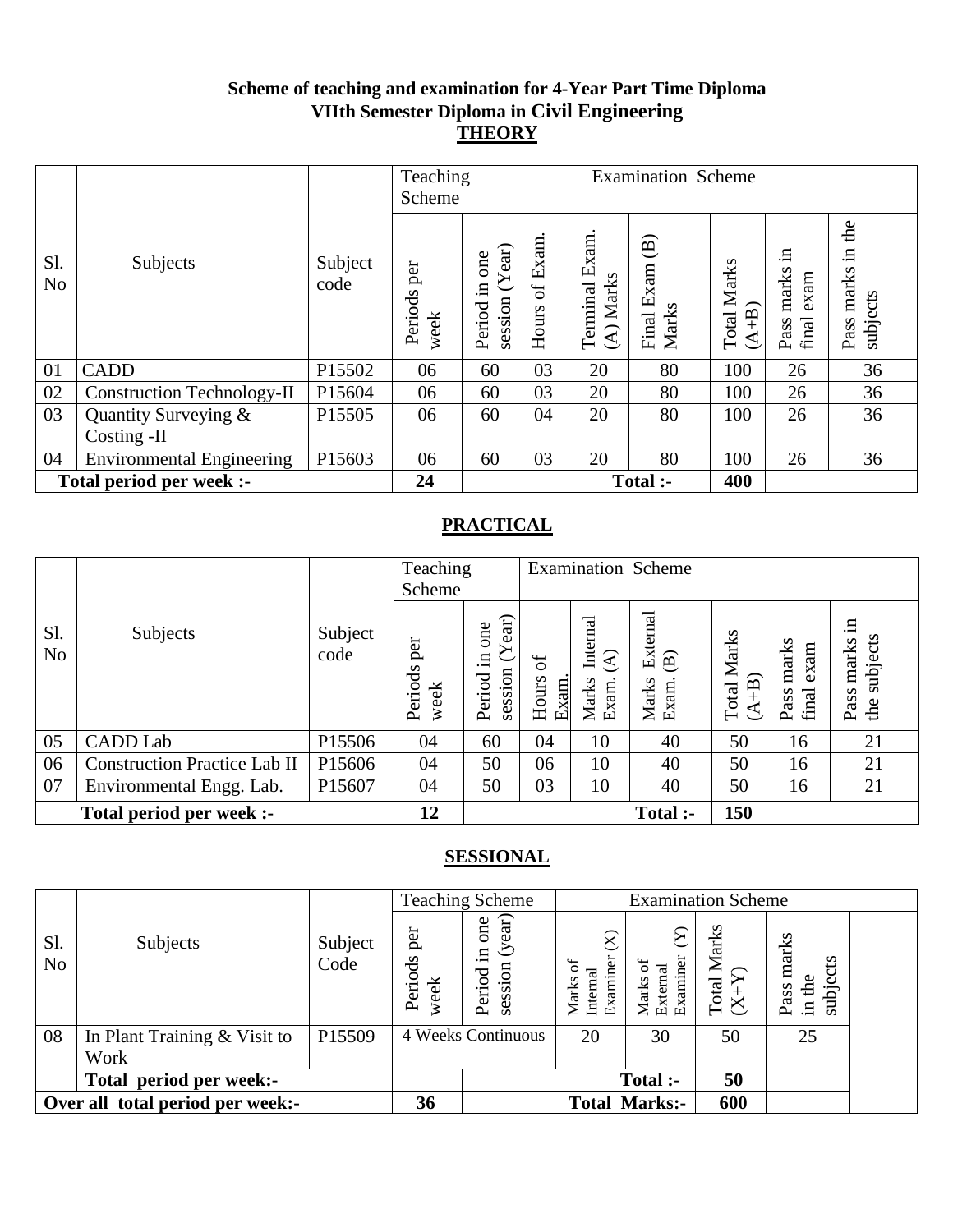**Scheme of teaching and examination for 4-Year Part Time Diploma**
**VIIth Semester Diploma in Civil Engineering**

## THEORY

| Sl. No | Subjects | Subject code | Teaching Scheme | | Examination Scheme | | | | | |
|---|---|---|---|---|---|---|---|---|---|---|
| | | | Periods per week | Period in one session (Year) | Hours of Exam. | Terminal Exam. (A) Marks | Final Exam (B) Marks | Total Marks (A+B) | Pass marks in final exam | Pass marks in the subjects |
| 01 | CADD | P15502 | 06 | 60 | 03 | 20 | 80 | 100 | 26 | 36 |
| 02 | Construction Technology-II | P15604 | 06 | 60 | 03 | 20 | 80 | 100 | 26 | 36 |
| 03 | Quantity Surveying & Costing -II | P15505 | 06 | 60 | 04 | 20 | 80 | 100 | 26 | 36 |
| 04 | Environmental Engineering | P15603 | 06 | 60 | 03 | 20 | 80 | 100 | 26 | 36 |
| **Total period per week :-** | | | **24** | | | | **Total :-** | **400** | | |

## PRACTICAL

| Sl. No | Subjects | Subject code | Teaching Scheme | | Examination Scheme | | | | | |
|---|---|---|---|---|---|---|---|---|---|---|
| | | | Periods per week | Period in one session (Year) | Hours of Exam. | Marks Internal Exam. (A) | Marks External Exam. (B) | Total Marks (A+B) | Pass marks final exam | Pass marks in the subjects |
| 05 | CADD Lab | P15506 | 04 | 60 | 04 | 10 | 40 | 50 | 16 | 21 |
| 06 | Construction Practice Lab II | P15606 | 04 | 50 | 06 | 10 | 40 | 50 | 16 | 21 |
| 07 | Environmental Engg. Lab. | P15607 | 04 | 50 | 03 | 10 | 40 | 50 | 16 | 21 |
| **Total period per week :-** | | | **12** | | | | **Total :-** | **150** | | |

## SESSIONAL

| Sl. No | Subjects | Subject Code | Teaching Scheme | | Examination Scheme | | | |
|---|---|---|---|---|---|---|---|---|
| | | | Periods per week | Period in one session (year) | Marks of Internal Examiner (X) | Marks of External Examiner (Y) | Total Marks (X+Y) | Pass marks in the subjects |
| 08 | In Plant Training & Visit to Work | P15509 | 4 Weeks Continuous | | 20 | 30 | 50 | 25 |
| | **Total period per week:-** | | | | | **Total :-** | **50** | |
| **Over all total period per week:-** | | | **36** | | | **Total Marks:-** | **600** | |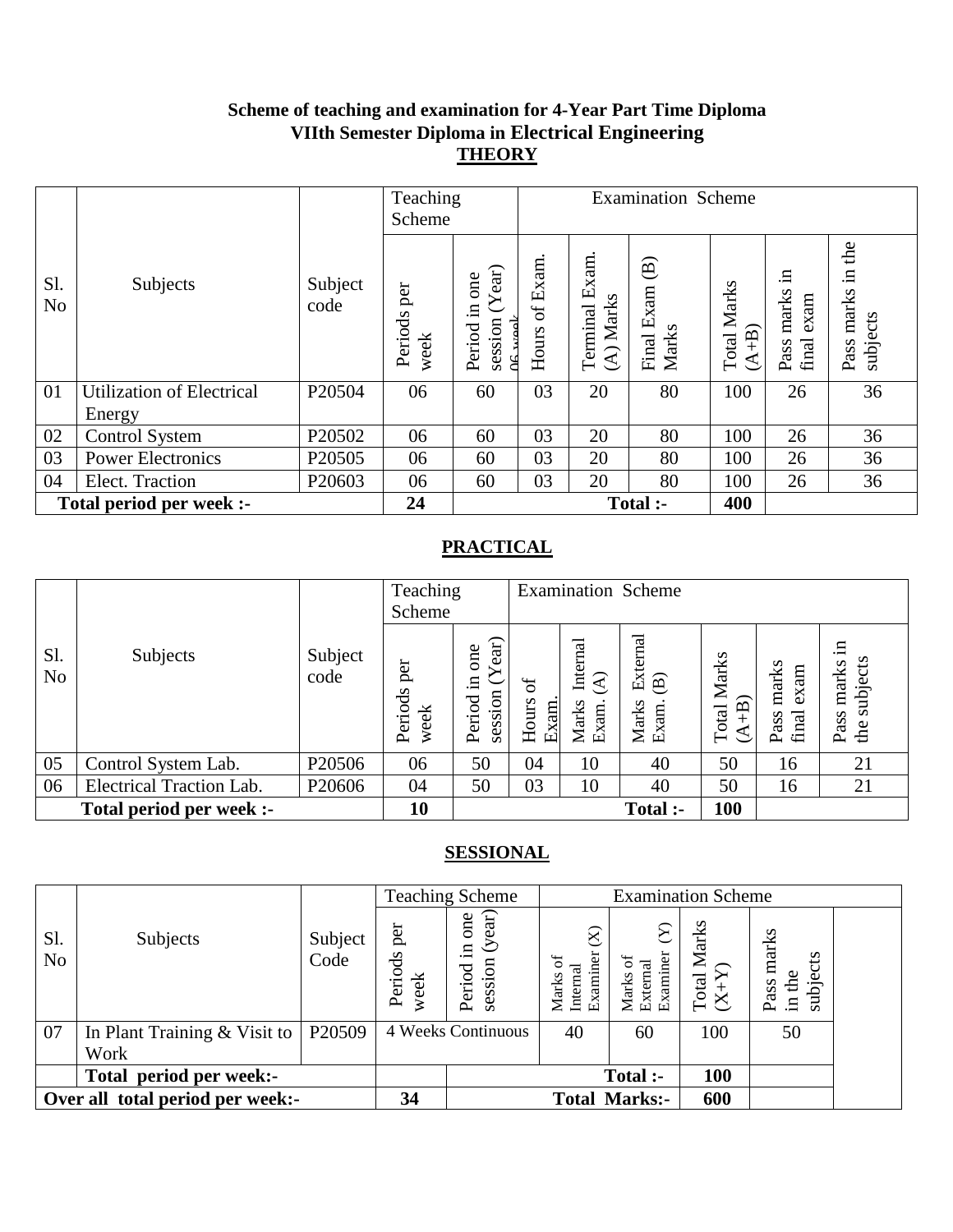**Scheme of teaching and examination for 4-Year Part Time Diploma**
**VIIth Semester Diploma in Electrical Engineering**

## THEORY

| Sl. No | Subjects | Subject code | Teaching Scheme | | Examination Scheme | | | | | |
|---|---|---|---|---|---|---|---|---|---|---|
| | | | Periods per week | Period in one session (Year) 06 week | Hours of Exam. | Terminal Exam. (A) Marks | Final Exam (B) Marks | Total Marks (A+B) | Pass marks in final exam | Pass marks in the subjects |
| 01 | Utilization of Electrical Energy | P20504 | 06 | 60 | 03 | 20 | 80 | 100 | 26 | 36 |
| 02 | Control System | P20502 | 06 | 60 | 03 | 20 | 80 | 100 | 26 | 36 |
| 03 | Power Electronics | P20505 | 06 | 60 | 03 | 20 | 80 | 100 | 26 | 36 |
| 04 | Elect. Traction | P20603 | 06 | 60 | 03 | 20 | 80 | 100 | 26 | 36 |
| **Total period per week :-** | | | **24** | | | | **Total :-** | **400** | | |

## PRACTICAL

| Sl. No | Subjects | Subject code | Teaching Scheme | | Examination Scheme | | | | | |
|---|---|---|---|---|---|---|---|---|---|---|
| | | | Periods per week | Period in one session (Year) | Hours of Exam. | Marks Internal Exam. (A) | Marks External Exam. (B) | Total Marks (A+B) | Pass marks final exam | Pass marks in the subjects |
| 05 | Control System Lab. | P20506 | 06 | 50 | 04 | 10 | 40 | 50 | 16 | 21 |
| 06 | Electrical Traction Lab. | P20606 | 04 | 50 | 03 | 10 | 40 | 50 | 16 | 21 |
| **Total period per week :-** | | | **10** | | | | **Total :-** | **100** | | |

## SESSIONAL

| Sl. No | Subjects | Subject Code | Teaching Scheme | | Examination Scheme | | | |
|---|---|---|---|---|---|---|---|---|
| | | | Periods per week | Period in one session (year) | Marks of Internal Examiner (X) | Marks of External Examiner (Y) | Total Marks (X+Y) | Pass marks in the subjects |
| 07 | In Plant Training & Visit to Work | P20509 | 4 Weeks Continuous | | 40 | 60 | 100 | 50 |
| | **Total period per week:-** | | | | | **Total :-** | **100** | |
| **Over all total period per week:-** | | | **34** | | | **Total Marks:-** | **600** | |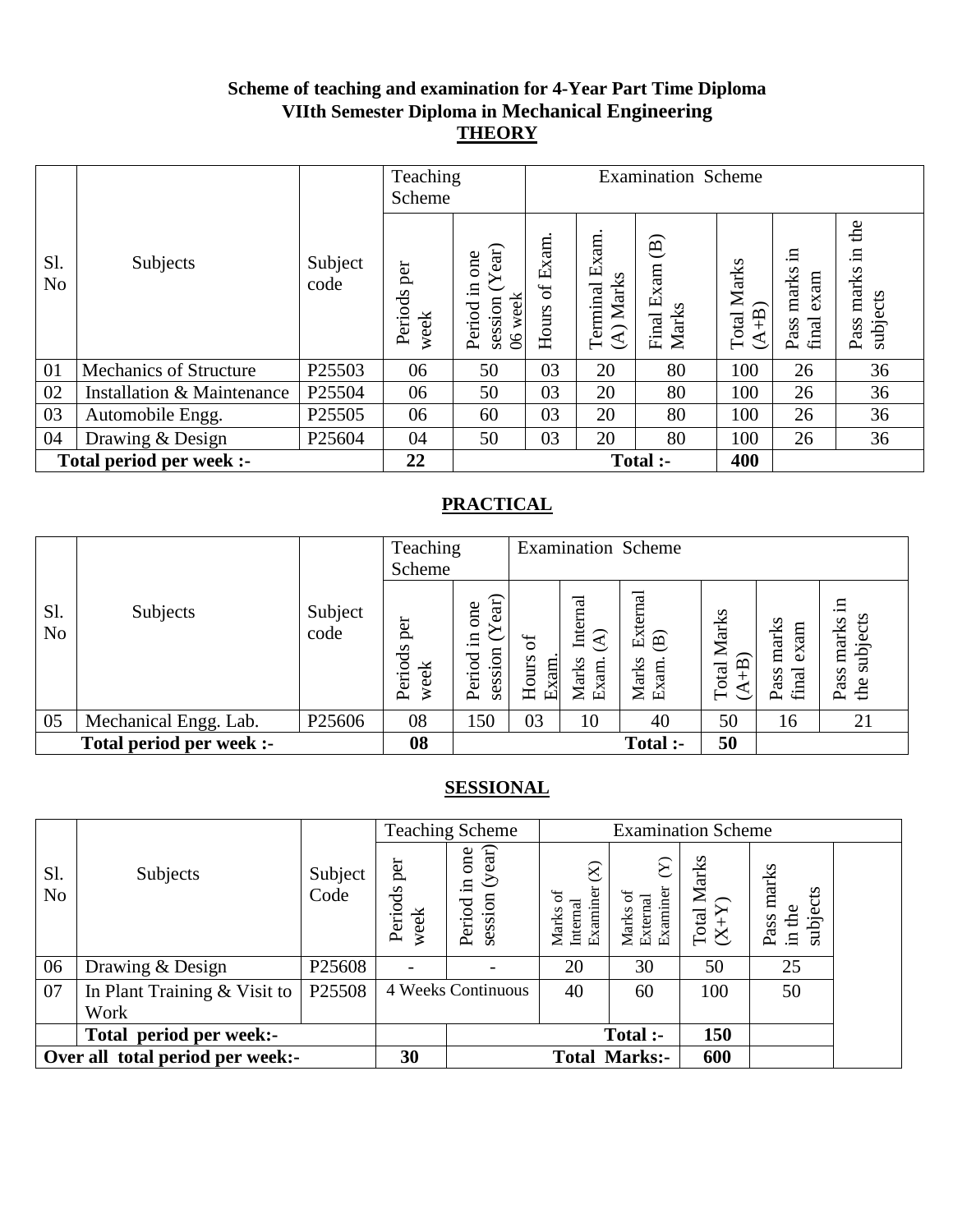**Scheme of teaching and examination for 4-Year Part Time Diploma**
**VIIth Semester Diploma in Mechanical Engineering**

## THEORY

| Sl. No | Subjects | Subject code | Teaching Scheme | | Examination Scheme | | | | | |
|---|---|---|---|---|---|---|---|---|---|---|
| | | | Periods per week | Period in one session (Year) 06 week | Hours of Exam. | Terminal Exam. (A) Marks | Final Exam (B) Marks | Total Marks (A+B) | Pass marks in final exam | Pass marks in the subjects |
| 01 | Mechanics of Structure | P25503 | 06 | 50 | 03 | 20 | 80 | 100 | 26 | 36 |
| 02 | Installation & Maintenance | P25504 | 06 | 50 | 03 | 20 | 80 | 100 | 26 | 36 |
| 03 | Automobile Engg. | P25505 | 06 | 60 | 03 | 20 | 80 | 100 | 26 | 36 |
| 04 | Drawing & Design | P25604 | 04 | 50 | 03 | 20 | 80 | 100 | 26 | 36 |
| **Total period per week :-** | | | **22** | | | | **Total :-** | **400** | | |

## PRACTICAL

| Sl. No | Subjects | Subject code | Teaching Scheme | | Examination Scheme | | | | | |
|---|---|---|---|---|---|---|---|---|---|---|
| | | | Periods per week | Period in one session (Year) | Hours of Exam. | Marks Internal Exam. (A) | Marks External Exam. (B) | Total Marks (A+B) | Pass marks final exam | Pass marks in the subjects |
| 05 | Mechanical Engg. Lab. | P25606 | 08 | 150 | 03 | 10 | 40 | 50 | 16 | 21 |
| **Total period per week :-** | | | **08** | | | | **Total :-** | **50** | | |

## SESSIONAL

| Sl. No | Subjects | Subject Code | Teaching Scheme | | Examination Scheme | | | |
|---|---|---|---|---|---|---|---|---|
| | | | Periods per week | Period in one session (year) | Marks of Internal Examiner (X) | Marks of External Examiner (Y) | Total Marks (X+Y) | Pass marks in the subjects |
| 06 | Drawing & Design | P25608 | - | - | 20 | 30 | 50 | 25 |
| 07 | In Plant Training & Visit to Work | P25508 | 4 Weeks Continuous | | 40 | 60 | 100 | 50 |
| | **Total period per week:-** | | | | | **Total :-** | **150** | |
| **Over all total period per week:-** | | | **30** | | | **Total Marks:-** | **600** | |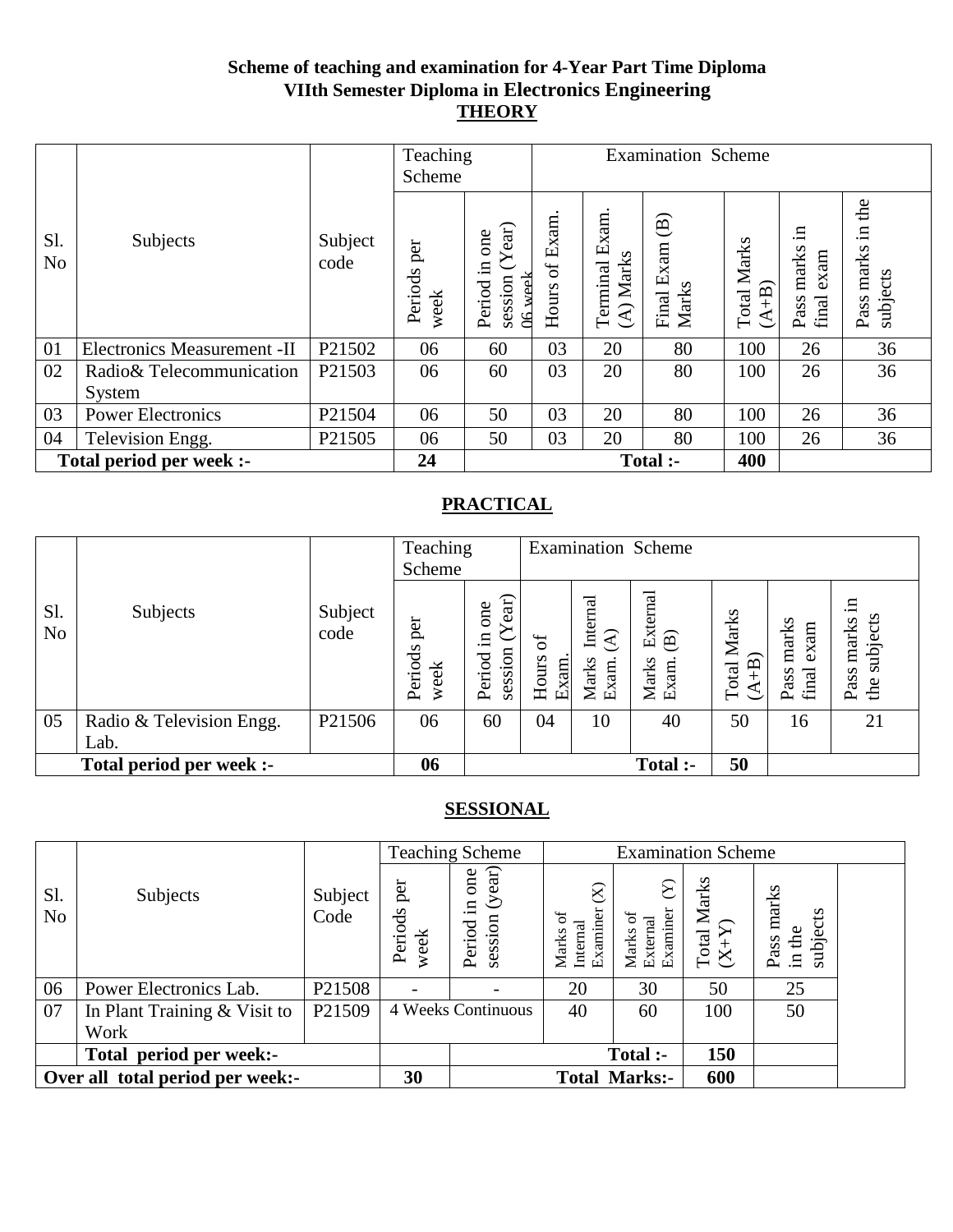**Scheme of teaching and examination for 4-Year Part Time Diploma**
**VIIth Semester Diploma in Electronics Engineering**

## THEORY

| Sl. No | Subjects | Subject code | Teaching Scheme | | Examination Scheme | | | | | |
|---|---|---|---|---|---|---|---|---|---|---|
| | | | Periods per week | Period in one session (Year) 06 week | Hours of Exam. | Terminal Exam. (A) Marks | Final Exam (B) Marks | Total Marks (A+B) | Pass marks in final exam | Pass marks in the subjects |
| 01 | Electronics Measurement -II | P21502 | 06 | 60 | 03 | 20 | 80 | 100 | 26 | 36 |
| 02 | Radio& Telecommunication System | P21503 | 06 | 60 | 03 | 20 | 80 | 100 | 26 | 36 |
| 03 | Power Electronics | P21504 | 06 | 50 | 03 | 20 | 80 | 100 | 26 | 36 |
| 04 | Television Engg. | P21505 | 06 | 50 | 03 | 20 | 80 | 100 | 26 | 36 |
| **Total period per week :-** | | | **24** | | | | **Total :-** | **400** | | |

## PRACTICAL

| Sl. No | Subjects | Subject code | Teaching Scheme | | Examination Scheme | | | | | |
|---|---|---|---|---|---|---|---|---|---|---|
| | | | Periods per week | Period in one session (Year) | Hours of Exam. | Marks Internal Exam. (A) | Marks External Exam. (B) | Total Marks (A+B) | Pass marks final exam | Pass marks in the subjects |
| 05 | Radio & Television Engg. Lab. | P21506 | 06 | 60 | 04 | 10 | 40 | 50 | 16 | 21 |
| **Total period per week :-** | | | **06** | | | | **Total :-** | **50** | | |

## SESSIONAL

| Sl. No | Subjects | Subject Code | Teaching Scheme | | Examination Scheme | | | |
|---|---|---|---|---|---|---|---|---|
| | | | Periods per week | Period in one session (year) | Marks of Internal Examiner (X) | Marks of External Examiner (Y) | Total Marks (X+Y) | Pass marks in the subjects |
| 06 | Power Electronics Lab. | P21508 | - | - | 20 | 30 | 50 | 25 |
| 07 | In Plant Training & Visit to Work | P21509 | 4 Weeks Continuous | | 40 | 60 | 100 | 50 |
| | **Total period per week:-** | | | | | **Total :-** | **150** | |
| **Over all total period per week:-** | | | **30** | | | **Total Marks:-** | **600** | |